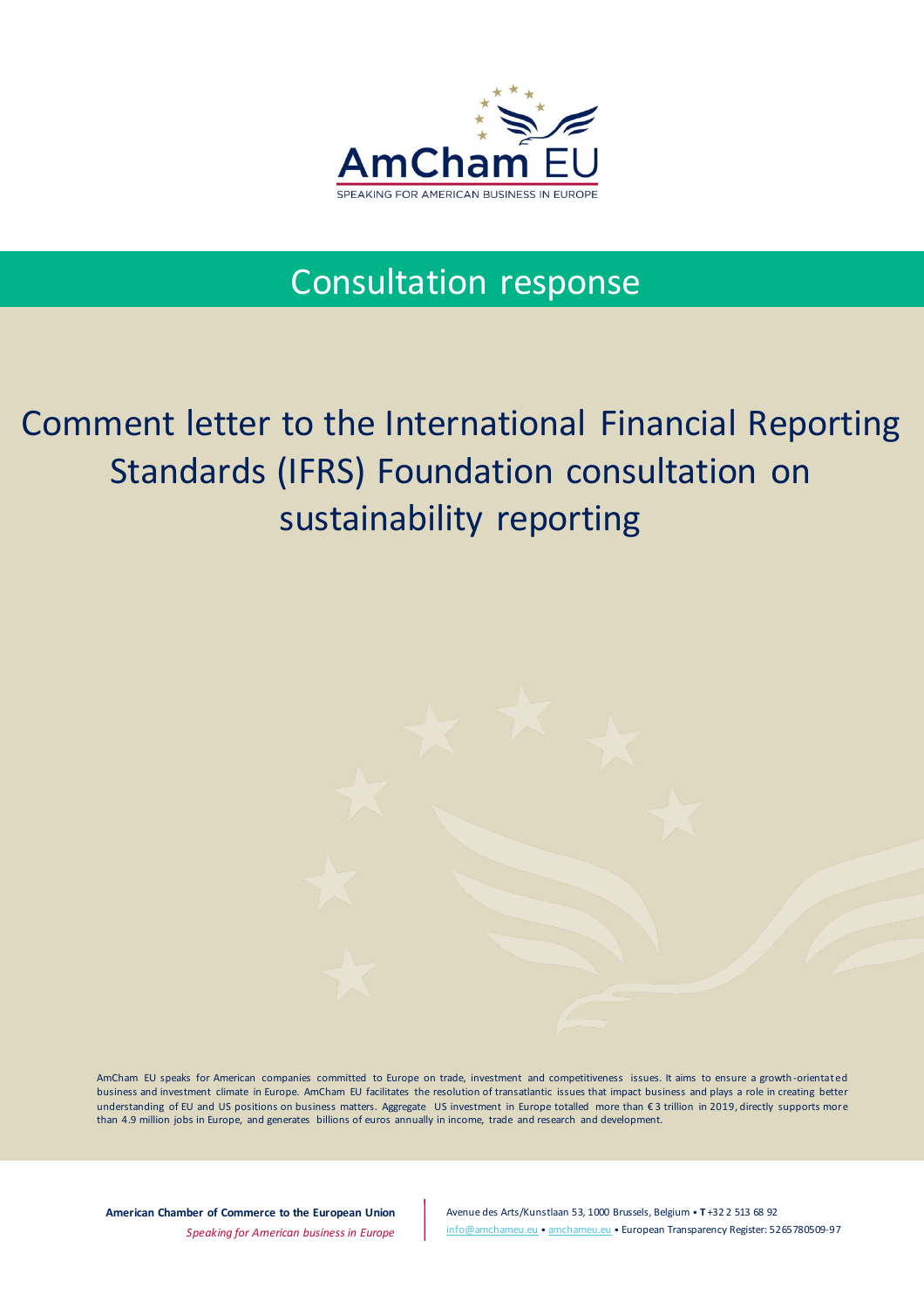AmCham EU

SPEAKING FOR AMERICAN BUSINESS IN EUROPE

Consultation response

# Comment letter to the International Financial Reporting Standards (IFRS) Foundation consultation on sustainability reporting

AmCham EU speaks for American companies committed to Europe on trade, investment and competitiveness issues. It aims to ensure a growth-orientated business and investment climate in Europe. AmCham EU facilitates the resolution of transatlantic issues that impact business and plays a role in creating better understanding of EU and US positions on business matters. Aggregate US investment in Europe totalled more than €3 trillion in 2019, directly supports more than 4.9 million jobs in Europe, and generates billions of euros annually in income, trade and research and development.

**American Chamber of Commerce to the European Union**
*Speaking for American business in Europe*

Avenue des Arts/Kunstlaan 53, 1000 Brussels, Belgium • **T** +32 2 513 68 92
info@amchameu.eu • amchameu.eu • European Transparency Register: 5265780509-97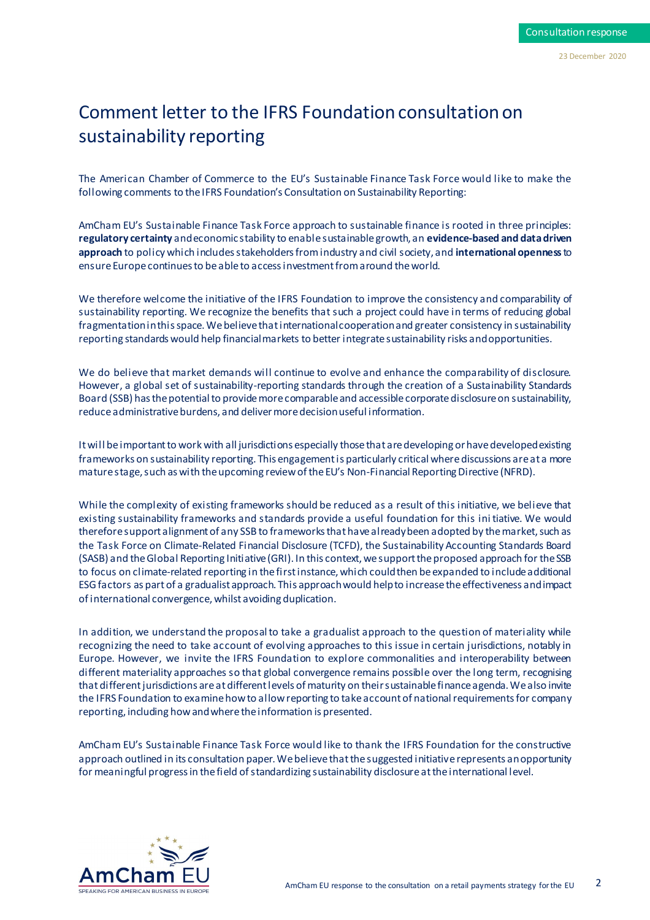Consultation response

23 December 2020

# Comment letter to the IFRS Foundation consultation on sustainability reporting

The American Chamber of Commerce to the EU's Sustainable Finance Task Force would like to make the following comments to the IFRS Foundation's Consultation on Sustainability Reporting:

AmCham EU's Sustainable Finance Task Force approach to sustainable finance is rooted in three principles: **regulatory certainty** and economic stability to enable sustainable growth, an **evidence-based and data driven approach** to policy which includes stakeholders from industry and civil society, and **international openness** to ensure Europe continues to be able to access investment from around the world.

We therefore welcome the initiative of the IFRS Foundation to improve the consistency and comparability of sustainability reporting. We recognize the benefits that such a project could have in terms of reducing global fragmentation in this space. We believe that international cooperation and greater consistency in sustainability reporting standards would help financial markets to better integrate sustainability risks and opportunities.

We do believe that market demands will continue to evolve and enhance the comparability of disclosure. However, a global set of sustainability-reporting standards through the creation of a Sustainability Standards Board (SSB) has the potential to provide more comparable and accessible corporate disclosure on sustainability, reduce administrative burdens, and deliver more decision useful information.

It will be important to work with all jurisdictions especially those that are developing or have developed existing frameworks on sustainability reporting. This engagement is particularly critical where discussions are at a more mature stage, such as with the upcoming review of the EU's Non-Financial Reporting Directive (NFRD).

While the complexity of existing frameworks should be reduced as a result of this initiative, we believe that existing sustainability frameworks and standards provide a useful foundation for this initiative. We would therefore support alignment of any SSB to frameworks that have already been adopted by the market, such as the Task Force on Climate-Related Financial Disclosure (TCFD), the Sustainability Accounting Standards Board (SASB) and the Global Reporting Initiative (GRI). In this context, we support the proposed approach for the SSB to focus on climate-related reporting in the first instance, which could then be expanded to include additional ESG factors as part of a gradualist approach. This approach would help to increase the effectiveness and impact of international convergence, whilst avoiding duplication.

In addition, we understand the proposal to take a gradualist approach to the question of materiality while recognizing the need to take account of evolving approaches to this issue in certain jurisdictions, notably in Europe. However, we invite the IFRS Foundation to explore commonalities and interoperability between different materiality approaches so that global convergence remains possible over the long term, recognising that different jurisdictions are at different levels of maturity on their sustainable finance agenda. We also invite the IFRS Foundation to examine how to allow reporting to take account of national requirements for company reporting, including how and where the information is presented.

AmCham EU's Sustainable Finance Task Force would like to thank the IFRS Foundation for the constructive approach outlined in its consultation paper. We believe that the suggested initiative represents an opportunity for meaningful progress in the field of standardizing sustainability disclosure at the international level.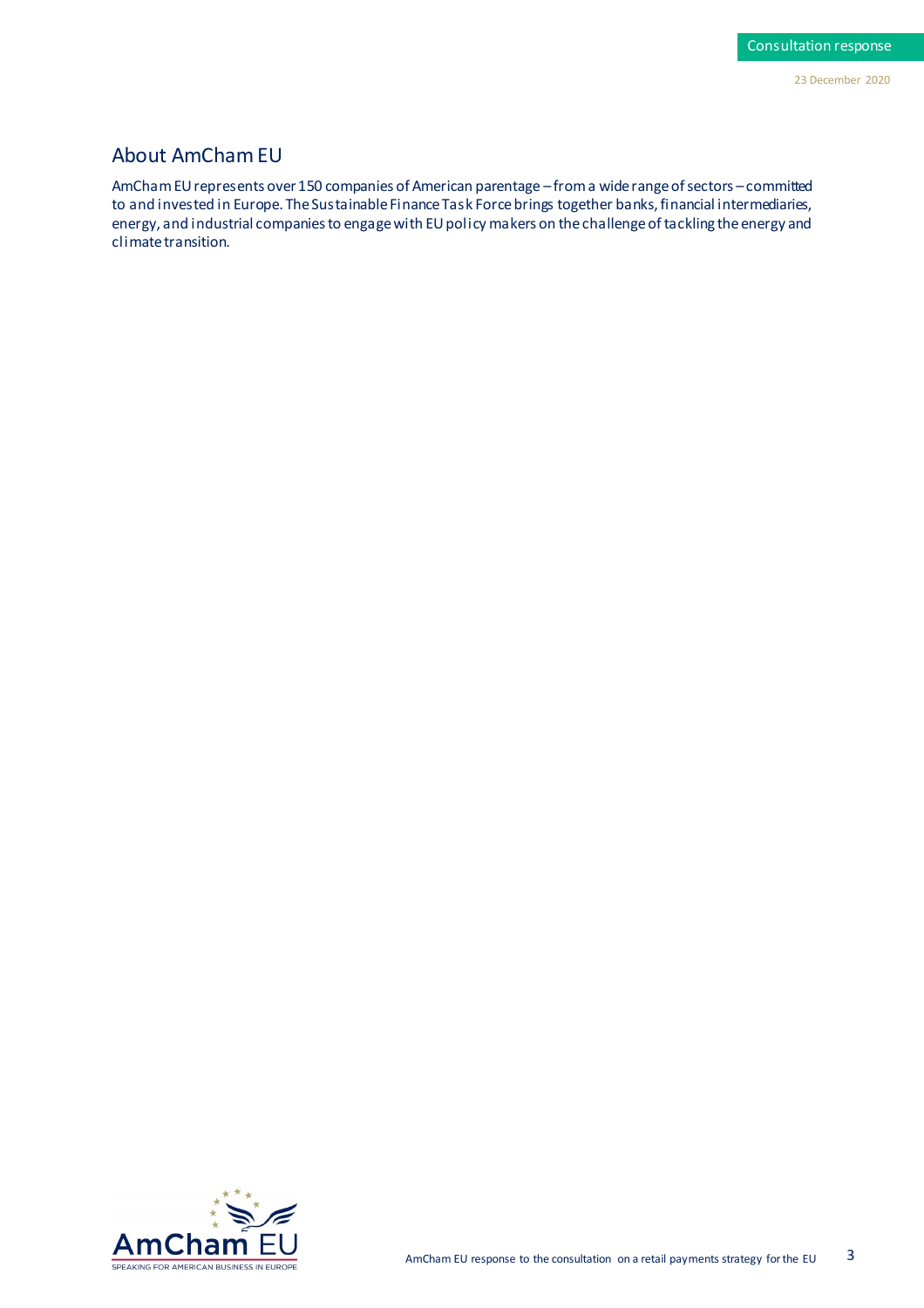## About AmCham EU

AmCham EU represents over 150 companies of American parentage – from a wide range of sectors – committed to and invested in Europe. The Sustainable Finance Task Force brings together banks, financial intermediaries, energy, and industrial companies to engage with EU policy makers on the challenge of tackling the energy and climate transition.